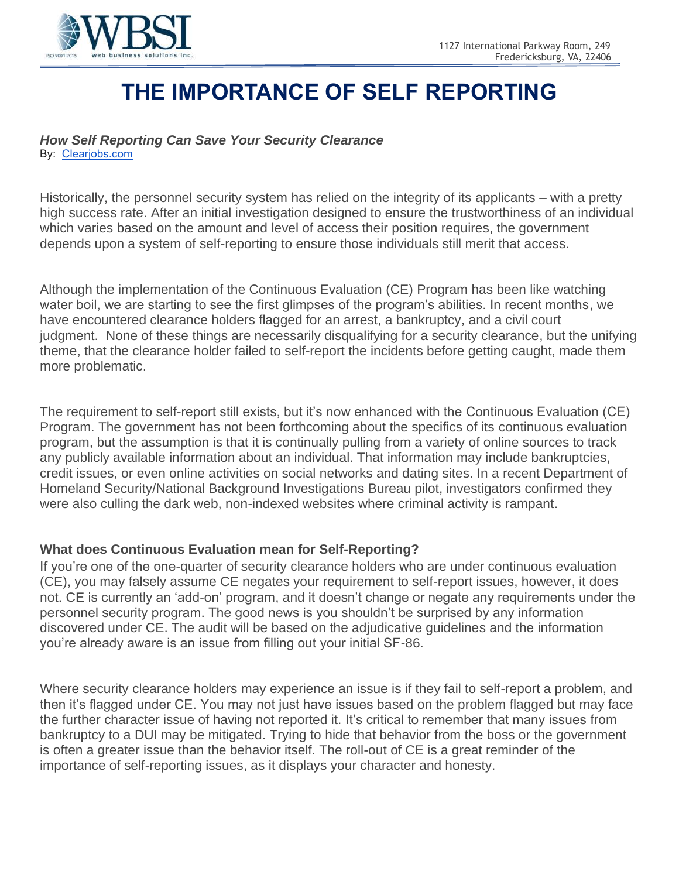# THE IMPORTANCE OF SELF REPORTING

***How Self Reporting Can Save Your Security Clearance***

By: Clearjobs.com

Historically, the personnel security system has relied on the integrity of its applicants – with a pretty high success rate. After an initial investigation designed to ensure the trustworthiness of an individual which varies based on the amount and level of access their position requires, the government depends upon a system of self-reporting to ensure those individuals still merit that access.

Although the implementation of the Continuous Evaluation (CE) Program has been like watching water boil, we are starting to see the first glimpses of the program's abilities. In recent months, we have encountered clearance holders flagged for an arrest, a bankruptcy, and a civil court judgment. None of these things are necessarily disqualifying for a security clearance, but the unifying theme, that the clearance holder failed to self-report the incidents before getting caught, made them more problematic.

The requirement to self-report still exists, but it's now enhanced with the Continuous Evaluation (CE) Program. The government has not been forthcoming about the specifics of its continuous evaluation program, but the assumption is that it is continually pulling from a variety of online sources to track any publicly available information about an individual. That information may include bankruptcies, credit issues, or even online activities on social networks and dating sites. In a recent Department of Homeland Security/National Background Investigations Bureau pilot, investigators confirmed they were also culling the dark web, non-indexed websites where criminal activity is rampant.

### What does Continuous Evaluation mean for Self-Reporting?

If you're one of the one-quarter of security clearance holders who are under continuous evaluation (CE), you may falsely assume CE negates your requirement to self-report issues, however, it does not. CE is currently an 'add-on' program, and it doesn't change or negate any requirements under the personnel security program. The good news is you shouldn't be surprised by any information discovered under CE. The audit will be based on the adjudicative guidelines and the information you're already aware is an issue from filling out your initial SF-86.

Where security clearance holders may experience an issue is if they fail to self-report a problem, and then it's flagged under CE. You may not just have issues based on the problem flagged but may face the further character issue of having not reported it. It's critical to remember that many issues from bankruptcy to a DUI may be mitigated. Trying to hide that behavior from the boss or the government is often a greater issue than the behavior itself. The roll-out of CE is a great reminder of the importance of self-reporting issues, as it displays your character and honesty.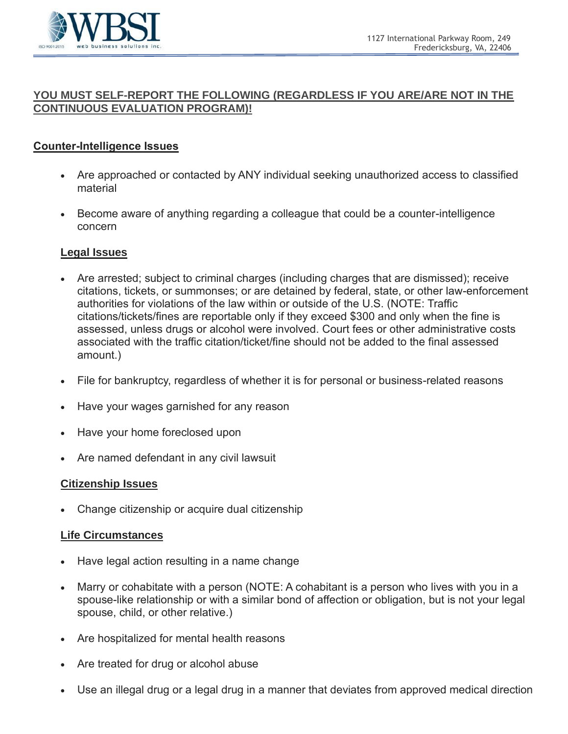## YOU MUST SELF-REPORT THE FOLLOWING (REGARDLESS IF YOU ARE/ARE NOT IN THE CONTINUOUS EVALUATION PROGRAM)!

### Counter-Intelligence Issues

- Are approached or contacted by ANY individual seeking unauthorized access to classified material
- Become aware of anything regarding a colleague that could be a counter-intelligence concern

### Legal Issues

- Are arrested; subject to criminal charges (including charges that are dismissed); receive citations, tickets, or summonses; or are detained by federal, state, or other law-enforcement authorities for violations of the law within or outside of the U.S. (NOTE: Traffic citations/tickets/fines are reportable only if they exceed $300 and only when the fine is assessed, unless drugs or alcohol were involved. Court fees or other administrative costs associated with the traffic citation/ticket/fine should not be added to the final assessed amount.)
- File for bankruptcy, regardless of whether it is for personal or business-related reasons
- Have your wages garnished for any reason
- Have your home foreclosed upon
- Are named defendant in any civil lawsuit

### Citizenship Issues

- Change citizenship or acquire dual citizenship

### Life Circumstances

- Have legal action resulting in a name change
- Marry or cohabitate with a person (NOTE: A cohabitant is a person who lives with you in a spouse-like relationship or with a similar bond of affection or obligation, but is not your legal spouse, child, or other relative.)
- Are hospitalized for mental health reasons
- Are treated for drug or alcohol abuse
- Use an illegal drug or a legal drug in a manner that deviates from approved medical direction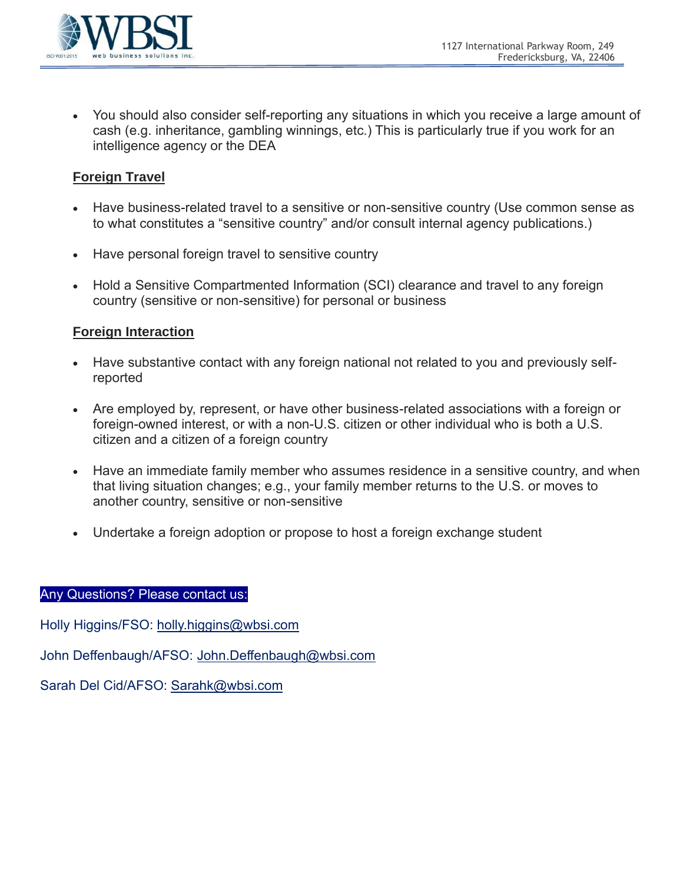- You should also consider self-reporting any situations in which you receive a large amount of cash (e.g. inheritance, gambling winnings, etc.) This is particularly true if you work for an intelligence agency or the DEA

**Foreign Travel**

- Have business-related travel to a sensitive or non-sensitive country (Use common sense as to what constitutes a "sensitive country" and/or consult internal agency publications.)
- Have personal foreign travel to sensitive country
- Hold a Sensitive Compartmented Information (SCI) clearance and travel to any foreign country (sensitive or non-sensitive) for personal or business

**Foreign Interaction**

- Have substantive contact with any foreign national not related to you and previously self-reported
- Are employed by, represent, or have other business-related associations with a foreign or foreign-owned interest, or with a non-U.S. citizen or other individual who is both a U.S. citizen and a citizen of a foreign country
- Have an immediate family member who assumes residence in a sensitive country, and when that living situation changes; e.g., your family member returns to the U.S. or moves to another country, sensitive or non-sensitive
- Undertake a foreign adoption or propose to host a foreign exchange student

Any Questions? Please contact us:

Holly Higgins/FSO: holly.higgins@wbsi.com

John Deffenbaugh/AFSO: John.Deffenbaugh@wbsi.com

Sarah Del Cid/AFSO: Sarahk@wbsi.com